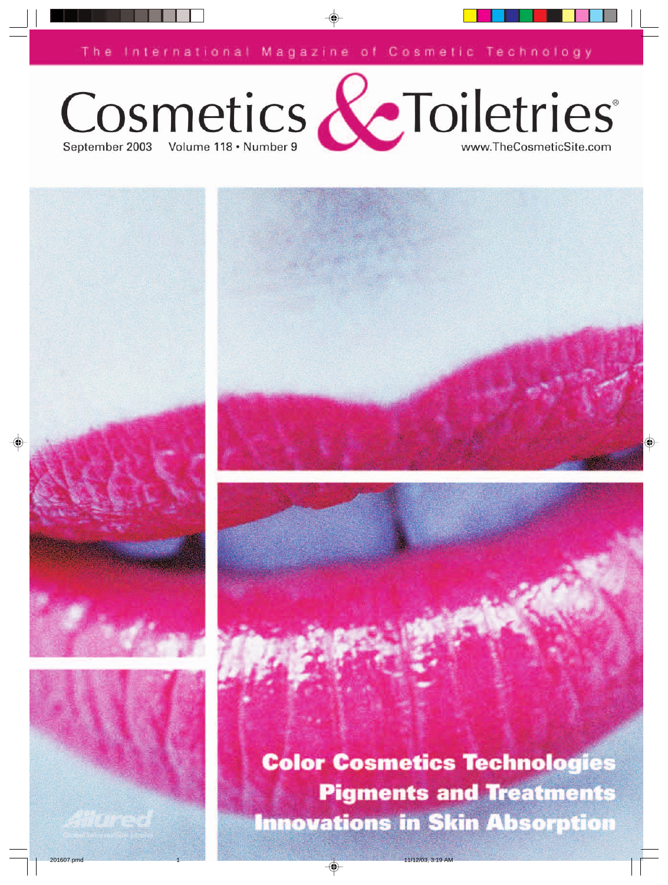The International Magazine of Cosmetic Technology

# Cosmetics & Toiletries®

September 2003 Volume 118 • Number 9

www.TheCosmeticSite.com

## Color Cosmetics Technologies

## Pigments and Treatments

## Innovations in Skin Absorption

Allured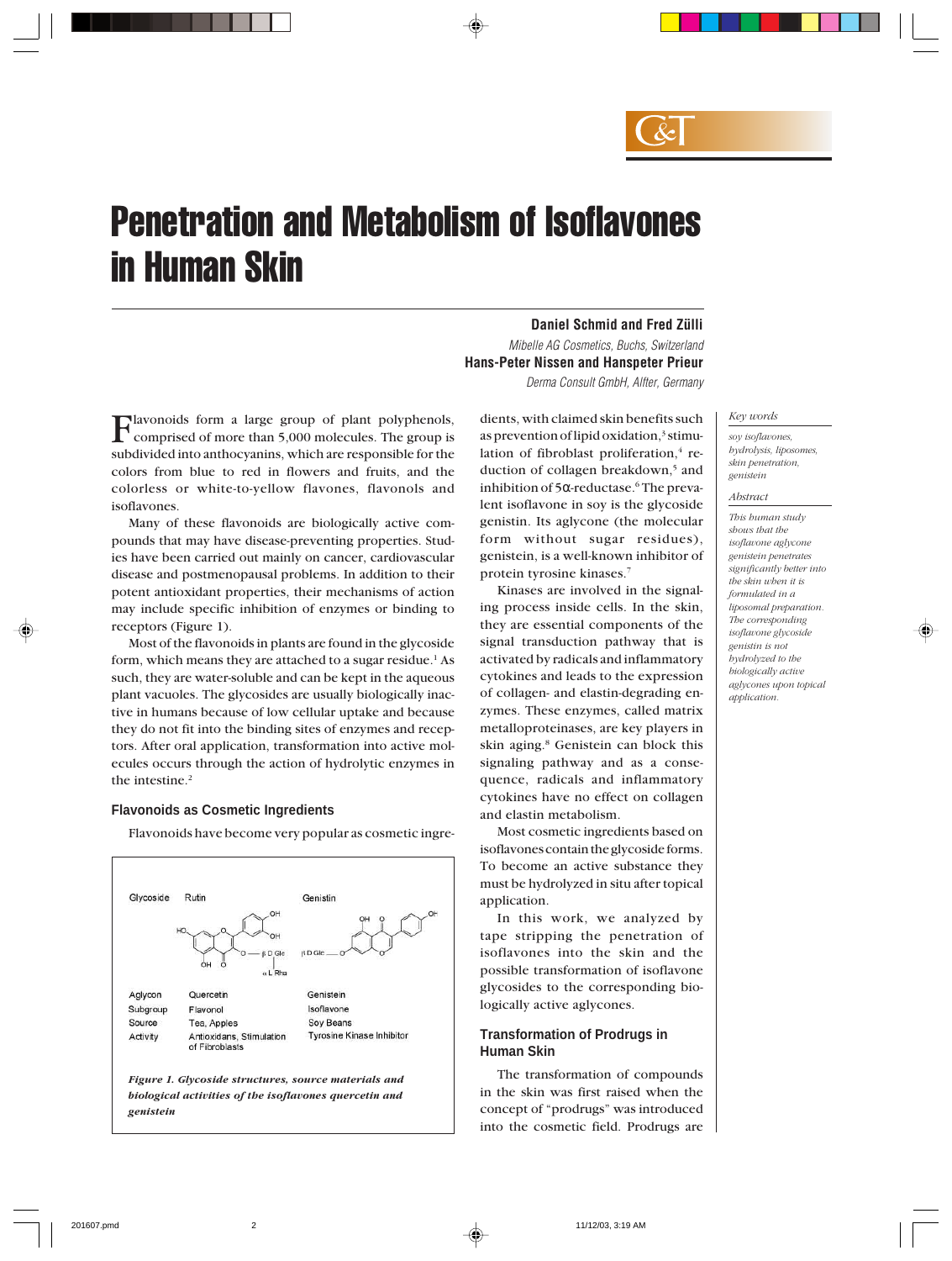# Penetration and Metabolism of Isoflavones in Human Skin

**Daniel Schmid and Fred Zülli**

*Mibelle AG Cosmetics, Buchs, Switzerland*

**Hans-Peter Nissen and Hanspeter Prieur**

*Derma Consult GmbH, Alfter, Germany*

*Key words*

*soy isoflavones, hydrolysis, liposomes, skin penetration, genistein*

*Abstract*

*This human study shows that the isoflavone aglycone genistein penetrates significantly better into the skin when it is formulated in a liposomal preparation. The corresponding isoflavone glycoside genistin is not hydrolyzed to the biologically active aglycones upon topical application.*

Flavonoids form a large group of plant polyphenols, comprised of more than 5,000 molecules. The group is subdivided into anthocyanins, which are responsible for the colors from blue to red in flowers and fruits, and the colorless or white-to-yellow flavones, flavonols and isoflavones.

Many of these flavonoids are biologically active compounds that may have disease-preventing properties. Studies have been carried out mainly on cancer, cardiovascular disease and postmenopausal problems. In addition to their potent antioxidant properties, their mechanisms of action may include specific inhibition of enzymes or binding to receptors (Figure 1).

Most of the flavonoids in plants are found in the glycoside form, which means they are attached to a sugar residue.[1] As such, they are water-soluble and can be kept in the aqueous plant vacuoles. The glycosides are usually biologically inactive in humans because of low cellular uptake and because they do not fit into the binding sites of enzymes and receptors. After oral application, transformation into active molecules occurs through the action of hydrolytic enzymes in the intestine.[2]

## Flavonoids as Cosmetic Ingredients

Flavonoids have become very popular as cosmetic ingredients, with claimed skin benefits such as prevention of lipid oxidation,[3] stimulation of fibroblast proliferation,[4] reduction of collagen breakdown,[5] and inhibition of 5α-reductase.[6] The prevalent isoflavone in soy is the glycoside genistin. Its aglycone (the molecular form without sugar residues), genistein, is a well-known inhibitor of protein tyrosine kinases.[7]

| Glycoside | Rutin | Genistin |
|---|---|---|
| Aglycon | Quercetin | Genistein |
| Subgroup | Flavonol | Isoflavone |
| Source | Tea, Apples | Soy Beans |
| Activity | Antioxidans, Stimulation of Fibroblasts | Tyrosine Kinase Inhibitor |

***Figure 1. Glycoside structures, source materials and biological activities of the isoflavones quercetin and genistein***

Kinases are involved in the signaling process inside cells. In the skin, they are essential components of the signal transduction pathway that is activated by radicals and inflammatory cytokines and leads to the expression of collagen- and elastin-degrading enzymes. These enzymes, called matrix metalloproteinases, are key players in skin aging.[8] Genistein can block this signaling pathway and as a consequence, radicals and inflammatory cytokines have no effect on collagen and elastin metabolism.

Most cosmetic ingredients based on isoflavones contain the glycoside forms. To become an active substance they must be hydrolyzed in situ after topical application.

In this work, we analyzed by tape stripping the penetration of isoflavones into the skin and the possible transformation of isoflavone glycosides to the corresponding biologically active aglycones.

## Transformation of Prodrugs in Human Skin

The transformation of compounds in the skin was first raised when the concept of "prodrugs" was introduced into the cosmetic field. Prodrugs are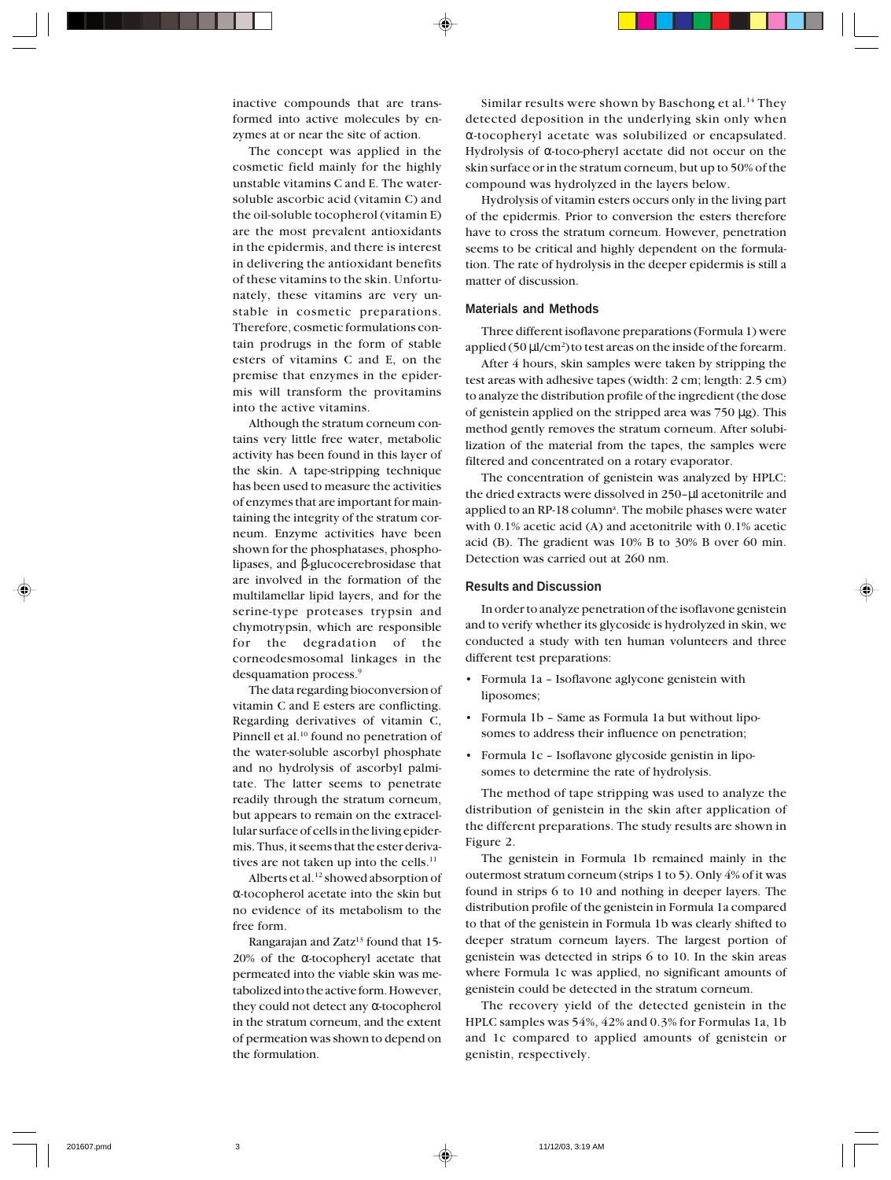inactive compounds that are transformed into active molecules by enzymes at or near the site of action.

The concept was applied in the cosmetic field mainly for the highly unstable vitamins C and E. The water-soluble ascorbic acid (vitamin C) and the oil-soluble tocopherol (vitamin E) are the most prevalent antioxidants in the epidermis, and there is interest in delivering the antioxidant benefits of these vitamins to the skin. Unfortunately, these vitamins are very unstable in cosmetic preparations. Therefore, cosmetic formulations contain prodrugs in the form of stable esters of vitamins C and E, on the premise that enzymes in the epidermis will transform the provitamins into the active vitamins.

Although the stratum corneum contains very little free water, metabolic activity has been found in this layer of the skin. A tape-stripping technique has been used to measure the activities of enzymes that are important for maintaining the integrity of the stratum corneum. Enzyme activities have been shown for the phosphatases, phospholipases, and β-glucocerebrosidase that are involved in the formation of the multilamellar lipid layers, and for the serine-type proteases trypsin and chymotrypsin, which are responsible for the degradation of the corneodesmosomal linkages in the desquamation process.[9]

The data regarding bioconversion of vitamin C and E esters are conflicting. Regarding derivatives of vitamin C, Pinnell et al.[10] found no penetration of the water-soluble ascorbyl phosphate and no hydrolysis of ascorbyl palmitate. The latter seems to penetrate readily through the stratum corneum, but appears to remain on the extracellular surface of cells in the living epidermis. Thus, it seems that the ester derivatives are not taken up into the cells.[11]

Alberts et al.[12] showed absorption of α-tocopherol acetate into the skin but no evidence of its metabolism to the free form.

Rangarajan and Zatz[13] found that 15-20% of the α-tocopheryl acetate that permeated into the viable skin was metabolized into the active form. However, they could not detect any α-tocopherol in the stratum corneum, and the extent of permeation was shown to depend on the formulation.

Similar results were shown by Baschong et al.[14] They detected deposition in the underlying skin only when α-tocopheryl acetate was solubilized or encapsulated. Hydrolysis of α-toco-pheryl acetate did not occur on the skin surface or in the stratum corneum, but up to 50% of the compound was hydrolyzed in the layers below.

Hydrolysis of vitamin esters occurs only in the living part of the epidermis. Prior to conversion the esters therefore have to cross the stratum corneum. However, penetration seems to be critical and highly dependent on the formulation. The rate of hydrolysis in the deeper epidermis is still a matter of discussion.

## Materials and Methods

Three different isoflavone preparations (Formula 1) were applied (50 µl/cm$^2$) to test areas on the inside of the forearm.

After 4 hours, skin samples were taken by stripping the test areas with adhesive tapes (width: 2 cm; length: 2.5 cm) to analyze the distribution profile of the ingredient (the dose of genistein applied on the stripped area was 750 µg). This method gently removes the stratum corneum. After solubilization of the material from the tapes, the samples were filtered and concentrated on a rotary evaporator.

The concentration of genistein was analyzed by HPLC: the dried extracts were dissolved in 250-µl acetonitrile and applied to an RP-18 column[a]. The mobile phases were water with 0.1% acetic acid (A) and acetonitrile with 0.1% acetic acid (B). The gradient was 10% B to 30% B over 60 min. Detection was carried out at 260 nm.

## Results and Discussion

In order to analyze penetration of the isoflavone genistein and to verify whether its glycoside is hydrolyzed in skin, we conducted a study with ten human volunteers and three different test preparations:

- Formula 1a – Isoflavone aglycone genistein with liposomes;
- Formula 1b – Same as Formula 1a but without liposomes to address their influence on penetration;
- Formula 1c – Isoflavone glycoside genistin in liposomes to determine the rate of hydrolysis.

The method of tape stripping was used to analyze the distribution of genistein in the skin after application of the different preparations. The study results are shown in Figure 2.

The genistein in Formula 1b remained mainly in the outermost stratum corneum (strips 1 to 5). Only 4% of it was found in strips 6 to 10 and nothing in deeper layers. The distribution profile of the genistein in Formula 1a compared to that of the genistein in Formula 1b was clearly shifted to deeper stratum corneum layers. The largest portion of genistein was detected in strips 6 to 10. In the skin areas where Formula 1c was applied, no significant amounts of genistein could be detected in the stratum corneum.

The recovery yield of the detected genistein in the HPLC samples was 54%, 42% and 0.3% for Formulas 1a, 1b and 1c compared to applied amounts of genistein or genistin, respectively.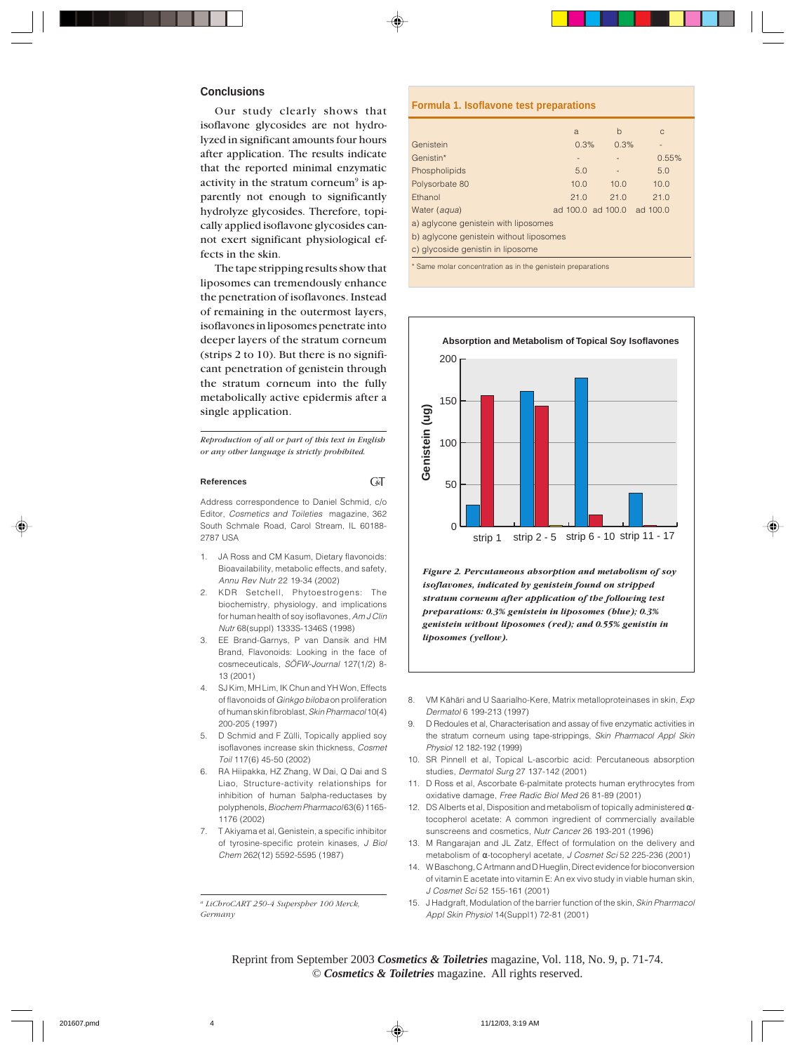## Conclusions

Our study clearly shows that isoflavone glycosides are not hydrolyzed in significant amounts four hours after application. The results indicate that the reported minimal enzymatic activity in the stratum corneum[9] is apparently not enough to significantly hydrolyze glycosides. Therefore, topically applied isoflavone glycosides cannot exert significant physiological effects in the skin.

The tape stripping results show that liposomes can tremendously enhance the penetration of isoflavones. Instead of remaining in the outermost layers, isoflavones in liposomes penetrate into deeper layers of the stratum corneum (strips 2 to 10). But there is no significant penetration of genistein through the stratum corneum into the fully metabolically active epidermis after a single application.

*Reproduction of all or part of this text in English or any other language is strictly prohibited.*

**Formula 1. Isoflavone test preparations**

| | a | b | c |
|---|---|---|---|
| Genistein | 0.3% | 0.3% | - |
| Genistin* | - | - | 0.55% |
| Phospholipids | 5.0 | - | 5.0 |
| Polysorbate 80 | 10.0 | 10.0 | 10.0 |
| Ethanol | 21.0 | 21.0 | 21.0 |
| Water (*aqua*) | ad 100.0 | ad 100.0 | ad 100.0 |

a) aglycone genistein with liposomes
b) aglycone genistein without liposomes
c) glycoside genistin in liposome

\* Same molar concentration as in the genistein preparations

Absorption and Metabolism of Topical Soy Isoflavones

Genistein (ug)

0, 50, 100, 150, 200

strip 1, strip 2 - 5, strip 6 - 10, strip 11 - 17

*Figure 2. Percutaneous absorption and metabolism of soy isoflavones, indicated by genistein found on stripped stratum corneum after application of the following test preparations: 0.3% genistein in liposomes (blue); 0.3% genistein without liposomes (red); and 0.55% genistin in liposomes (yellow).*

### References

Address correspondence to Daniel Schmid, c/o Editor, *Cosmetics and Toiletries* magazine, 362 South Schmale Road, Carol Stream, IL 60188-2787 USA

1. JA Ross and CM Kasum, Dietary flavonoids: Bioavailability, metabolic effects, and safety, *Annu Rev Nutr* 22 19-34 (2002)
2. KDR Setchell, Phytoestrogens: The biochemistry, physiology, and implications for human health of soy isoflavones, *Am J Clin Nutr* 68(suppl) 1333S-1346S (1998)
3. EE Brand-Garnys, P van Dansik and HM Brand, Flavonoids: Looking in the face of cosmeceuticals, *SÖFW-Journal* 127(1/2) 8-13 (2001)
4. SJ Kim, MH Lim, IK Chun and YH Won, Effects of flavonoids of *Ginkgo biloba* on proliferation of human skin fibroblast, *Skin Pharmacol* 10(4) 200-205 (1997)
5. D Schmid and F Zülli, Topically applied soy isoflavones increase skin thickness, *Cosmet Toil* 117(6) 45-50 (2002)
6. RA Hiipakka, HZ Zhang, W Dai, Q Dai and S Liao, Structure-activity relationships for inhibition of human 5alpha-reductases by polyphenols, *Biochem Pharmacol* 63(6) 1165-1176 (2002)
7. T Akiyama et al, Genistein, a specific inhibitor of tyrosine-specific protein kinases, *J Biol Chem* 262(12) 5592-5595 (1987)
8. VM Kähäri and U Saarialho-Kere, Matrix metalloproteinases in skin, *Exp Dermatol* 6 199-213 (1997)
9. D Redoules et al, Characterisation and assay of five enzymatic activities in the stratum corneum using tape-strippings, *Skin Pharmacol Appl Skin Physiol* 12 182-192 (1999)
10. SR Pinnell et al, Topical L-ascorbic acid: Percutaneous absorption studies, *Dermatol Surg* 27 137-142 (2001)
11. D Ross et al, Ascorbate 6-palmitate protects human erythrocytes from oxidative damage, *Free Radic Biol Med* 26 81-89 (2001)
12. DS Alberts et al, Disposition and metabolism of topically administered α-tocopherol acetate: A common ingredient of commercially available sunscreens and cosmetics, *Nutr Cancer* 26 193-201 (1996)
13. M Rangarajan and JL Zatz, Effect of formulation on the delivery and metabolism of α-tocopheryl acetate, *J Cosmet Sci* 52 225-236 (2001)
14. W Baschong, C Artmann and D Hueglin, Direct evidence for bioconversion of vitamin E acetate into vitamin E: An ex vivo study in viable human skin, *J Cosmet Sci* 52 155-161 (2001)
15. J Hadgraft, Modulation of the barrier function of the skin, *Skin Pharmacol Appl Skin Physiol* 14(Suppl1) 72-81 (2001)

[a] *LiChroCART 250-4 Superspher 100 Merck, Germany*

Reprint from September 2003 ***Cosmetics & Toiletries*** magazine, Vol. 118, No. 9, p. 71-74.
© ***Cosmetics & Toiletries*** magazine. All rights reserved.